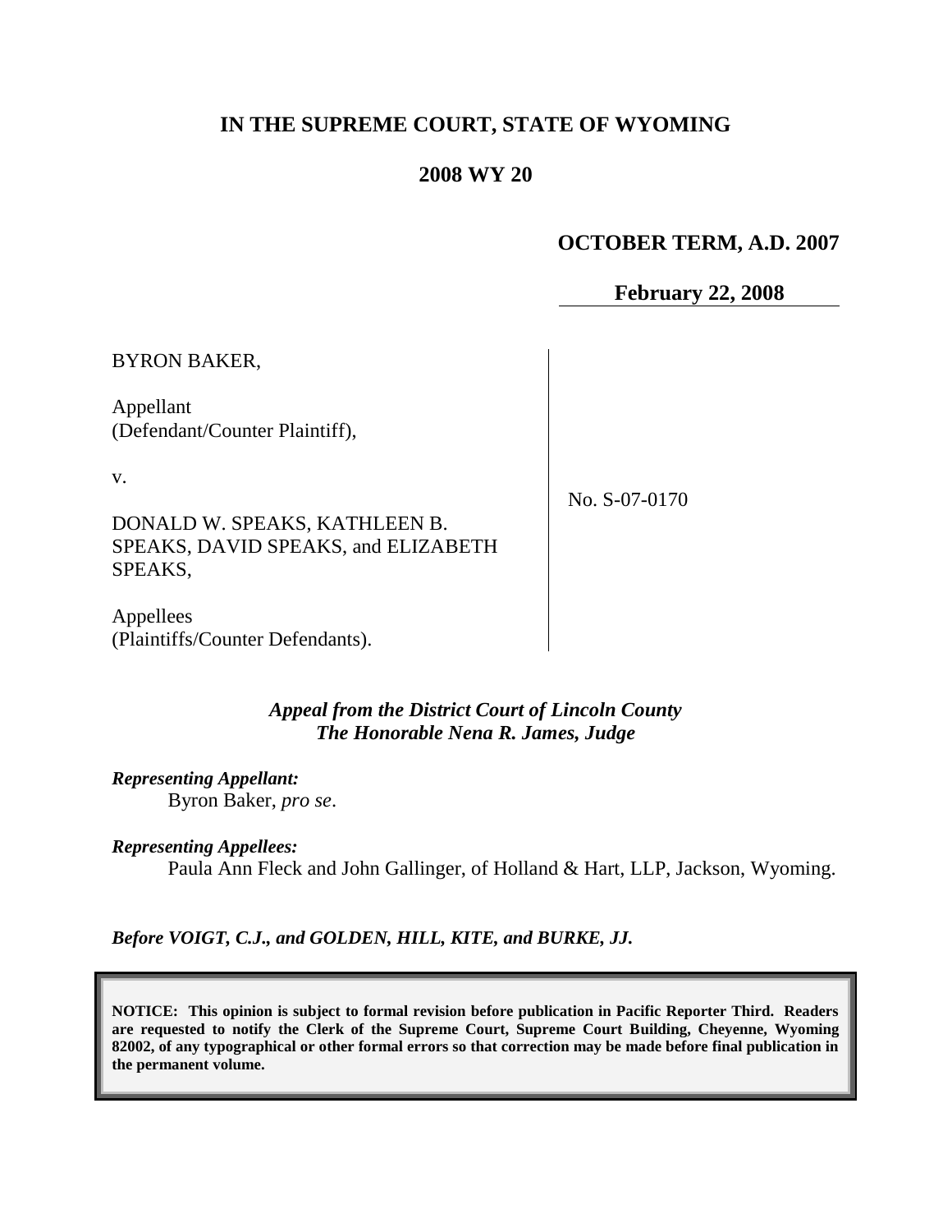# IN THE SUPREME COURT, STATE OF WYOMING

## 2008 WY 20

**OCTOBER TERM, A.D. 2007**

**February 22, 2008**

BYRON BAKER,

Appellant
(Defendant/Counter Plaintiff),

v.

DONALD W. SPEAKS, KATHLEEN B. SPEAKS, DAVID SPEAKS, and ELIZABETH SPEAKS,

Appellees
(Plaintiffs/Counter Defendants).

No. S-07-0170

***Appeal from the District Court of Lincoln County***
***The Honorable Nena R. James, Judge***

***Representing Appellant:***
Byron Baker, *pro se*.

***Representing Appellees:***
Paula Ann Fleck and John Gallinger, of Holland & Hart, LLP, Jackson, Wyoming.

***Before VOIGT, C.J., and GOLDEN, HILL, KITE, and BURKE, JJ.***

**NOTICE: This opinion is subject to formal revision before publication in Pacific Reporter Third. Readers are requested to notify the Clerk of the Supreme Court, Supreme Court Building, Cheyenne, Wyoming 82002, of any typographical or other formal errors so that correction may be made before final publication in the permanent volume.**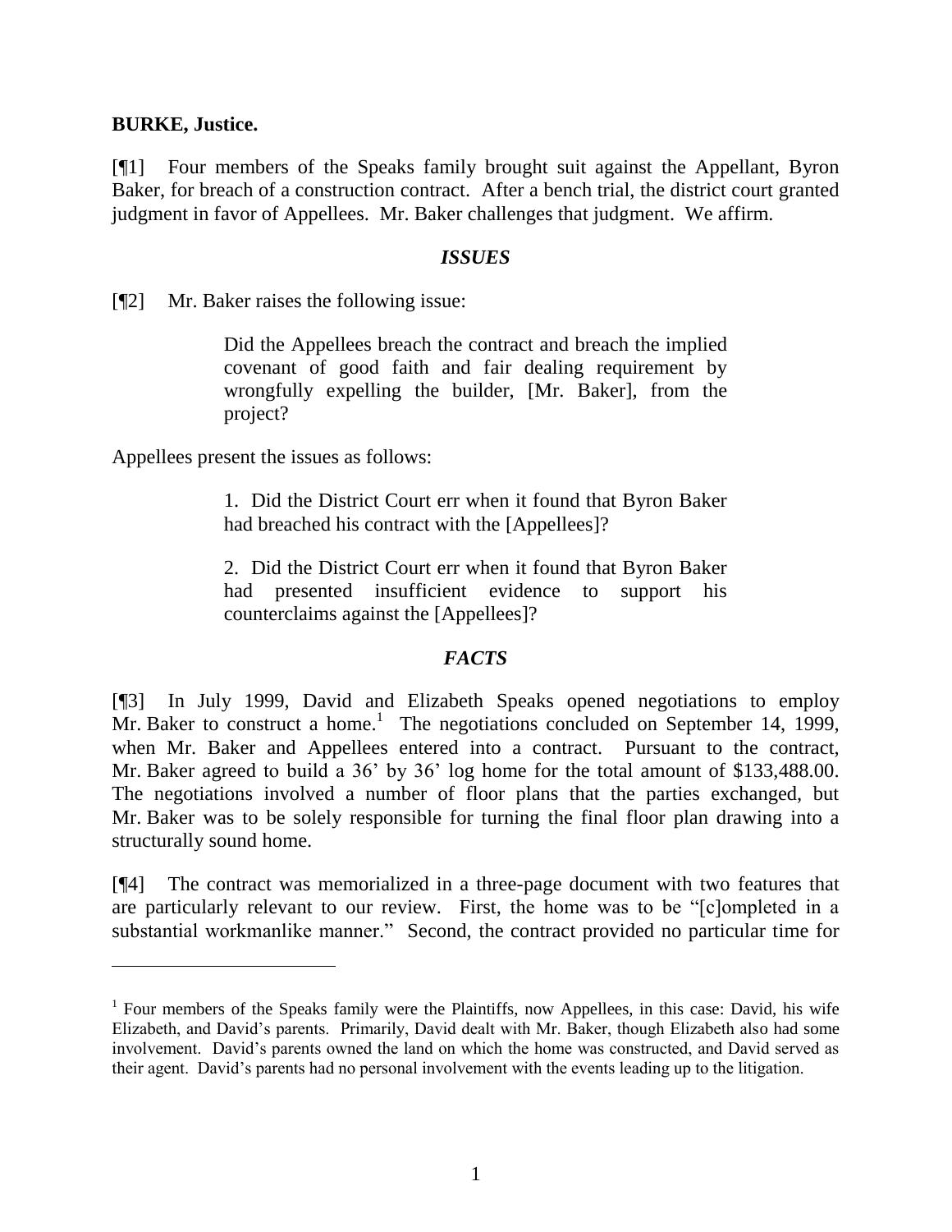**BURKE, Justice.**

[¶1] Four members of the Speaks family brought suit against the Appellant, Byron Baker, for breach of a construction contract. After a bench trial, the district court granted judgment in favor of Appellees. Mr. Baker challenges that judgment. We affirm.

### *ISSUES*

[¶2] Mr. Baker raises the following issue:

> Did the Appellees breach the contract and breach the implied covenant of good faith and fair dealing requirement by wrongfully expelling the builder, [Mr. Baker], from the project?

Appellees present the issues as follows:

> 1. Did the District Court err when it found that Byron Baker had breached his contract with the [Appellees]?
>
> 2. Did the District Court err when it found that Byron Baker had presented insufficient evidence to support his counterclaims against the [Appellees]?

### *FACTS*

[¶3] In July 1999, David and Elizabeth Speaks opened negotiations to employ Mr. Baker to construct a home.[1] The negotiations concluded on September 14, 1999, when Mr. Baker and Appellees entered into a contract. Pursuant to the contract, Mr. Baker agreed to build a 36' by 36' log home for the total amount of $133,488.00. The negotiations involved a number of floor plans that the parties exchanged, but Mr. Baker was to be solely responsible for turning the final floor plan drawing into a structurally sound home.

[¶4] The contract was memorialized in a three-page document with two features that are particularly relevant to our review. First, the home was to be "[c]ompleted in a substantial workmanlike manner." Second, the contract provided no particular time for

---

[1] Four members of the Speaks family were the Plaintiffs, now Appellees, in this case: David, his wife Elizabeth, and David's parents. Primarily, David dealt with Mr. Baker, though Elizabeth also had some involvement. David's parents owned the land on which the home was constructed, and David served as their agent. David's parents had no personal involvement with the events leading up to the litigation.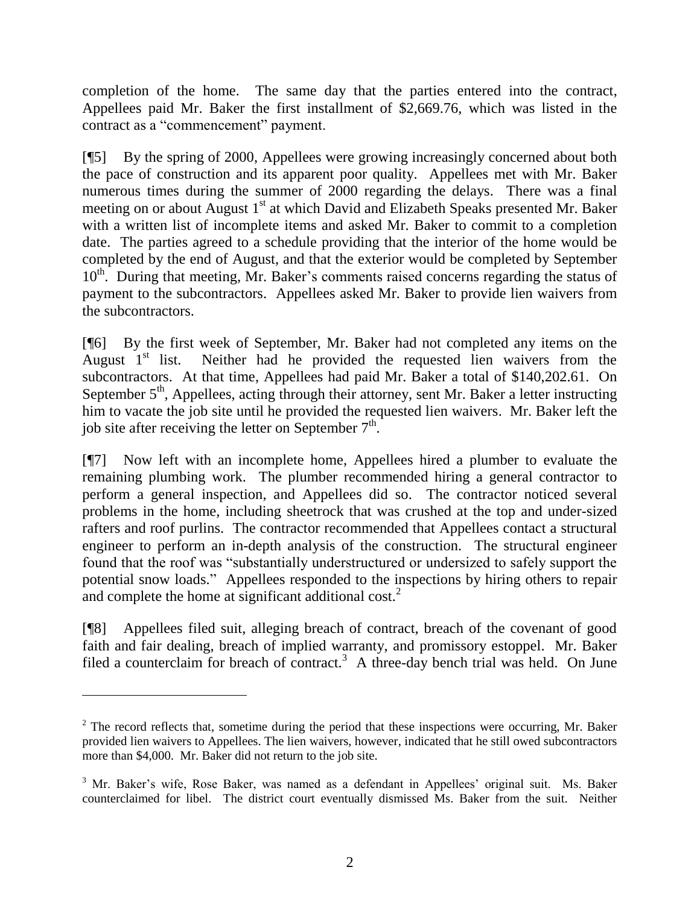completion of the home. The same day that the parties entered into the contract, Appellees paid Mr. Baker the first installment of $2,669.76, which was listed in the contract as a "commencement" payment.

[¶5] By the spring of 2000, Appellees were growing increasingly concerned about both the pace of construction and its apparent poor quality. Appellees met with Mr. Baker numerous times during the summer of 2000 regarding the delays. There was a final meeting on or about August 1st at which David and Elizabeth Speaks presented Mr. Baker with a written list of incomplete items and asked Mr. Baker to commit to a completion date. The parties agreed to a schedule providing that the interior of the home would be completed by the end of August, and that the exterior would be completed by September 10th. During that meeting, Mr. Baker's comments raised concerns regarding the status of payment to the subcontractors. Appellees asked Mr. Baker to provide lien waivers from the subcontractors.

[¶6] By the first week of September, Mr. Baker had not completed any items on the August 1st list. Neither had he provided the requested lien waivers from the subcontractors. At that time, Appellees had paid Mr. Baker a total of $140,202.61. On September 5th, Appellees, acting through their attorney, sent Mr. Baker a letter instructing him to vacate the job site until he provided the requested lien waivers. Mr. Baker left the job site after receiving the letter on September 7th.

[¶7] Now left with an incomplete home, Appellees hired a plumber to evaluate the remaining plumbing work. The plumber recommended hiring a general contractor to perform a general inspection, and Appellees did so. The contractor noticed several problems in the home, including sheetrock that was crushed at the top and under-sized rafters and roof purlins. The contractor recommended that Appellees contact a structural engineer to perform an in-depth analysis of the construction. The structural engineer found that the roof was "substantially understructured or undersized to safely support the potential snow loads." Appellees responded to the inspections by hiring others to repair and complete the home at significant additional cost.[2]

[¶8] Appellees filed suit, alleging breach of contract, breach of the covenant of good faith and fair dealing, breach of implied warranty, and promissory estoppel. Mr. Baker filed a counterclaim for breach of contract.[3] A three-day bench trial was held. On June

---

[2] The record reflects that, sometime during the period that these inspections were occurring, Mr. Baker provided lien waivers to Appellees. The lien waivers, however, indicated that he still owed subcontractors more than $4,000. Mr. Baker did not return to the job site.

[3] Mr. Baker's wife, Rose Baker, was named as a defendant in Appellees' original suit. Ms. Baker counterclaimed for libel. The district court eventually dismissed Ms. Baker from the suit. Neither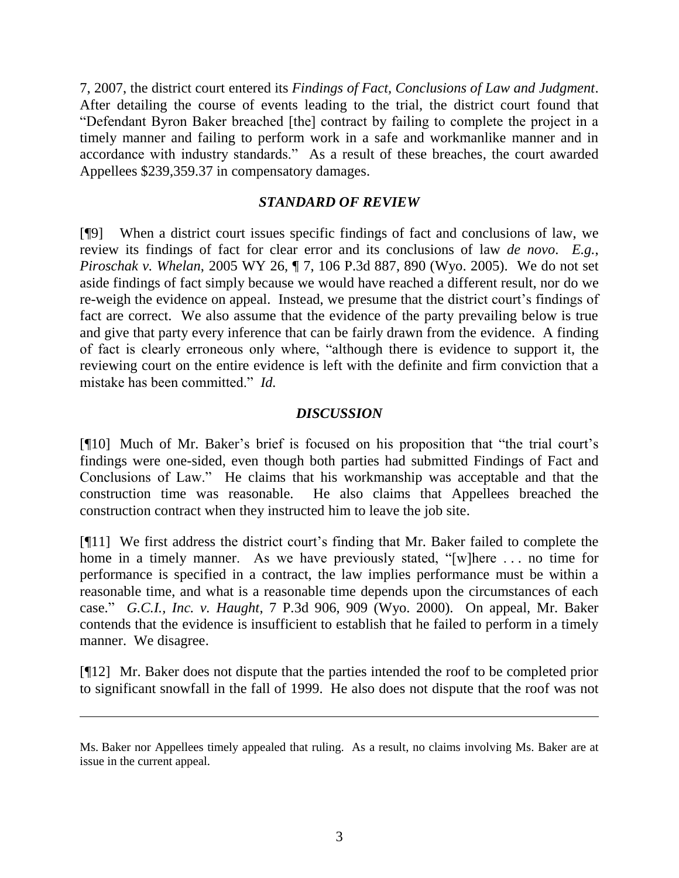7, 2007, the district court entered its *Findings of Fact, Conclusions of Law and Judgment*. After detailing the course of events leading to the trial, the district court found that "Defendant Byron Baker breached [the] contract by failing to complete the project in a timely manner and failing to perform work in a safe and workmanlike manner and in accordance with industry standards." As a result of these breaches, the court awarded Appellees $239,359.37 in compensatory damages.

### *STANDARD OF REVIEW*

[¶9] When a district court issues specific findings of fact and conclusions of law, we review its findings of fact for clear error and its conclusions of law *de novo*. *E.g., Piroschak v. Whelan*, 2005 WY 26, ¶ 7, 106 P.3d 887, 890 (Wyo. 2005). We do not set aside findings of fact simply because we would have reached a different result, nor do we re-weigh the evidence on appeal. Instead, we presume that the district court's findings of fact are correct. We also assume that the evidence of the party prevailing below is true and give that party every inference that can be fairly drawn from the evidence. A finding of fact is clearly erroneous only where, "although there is evidence to support it, the reviewing court on the entire evidence is left with the definite and firm conviction that a mistake has been committed." *Id.*

### *DISCUSSION*

[¶10] Much of Mr. Baker's brief is focused on his proposition that "the trial court's findings were one-sided, even though both parties had submitted Findings of Fact and Conclusions of Law." He claims that his workmanship was acceptable and that the construction time was reasonable. He also claims that Appellees breached the construction contract when they instructed him to leave the job site.

[¶11] We first address the district court's finding that Mr. Baker failed to complete the home in a timely manner. As we have previously stated, "[w]here . . . no time for performance is specified in a contract, the law implies performance must be within a reasonable time, and what is a reasonable time depends upon the circumstances of each case." *G.C.I., Inc. v. Haught*, 7 P.3d 906, 909 (Wyo. 2000). On appeal, Mr. Baker contends that the evidence is insufficient to establish that he failed to perform in a timely manner. We disagree.

[¶12] Mr. Baker does not dispute that the parties intended the roof to be completed prior to significant snowfall in the fall of 1999. He also does not dispute that the roof was not

---

Ms. Baker nor Appellees timely appealed that ruling. As a result, no claims involving Ms. Baker are at issue in the current appeal.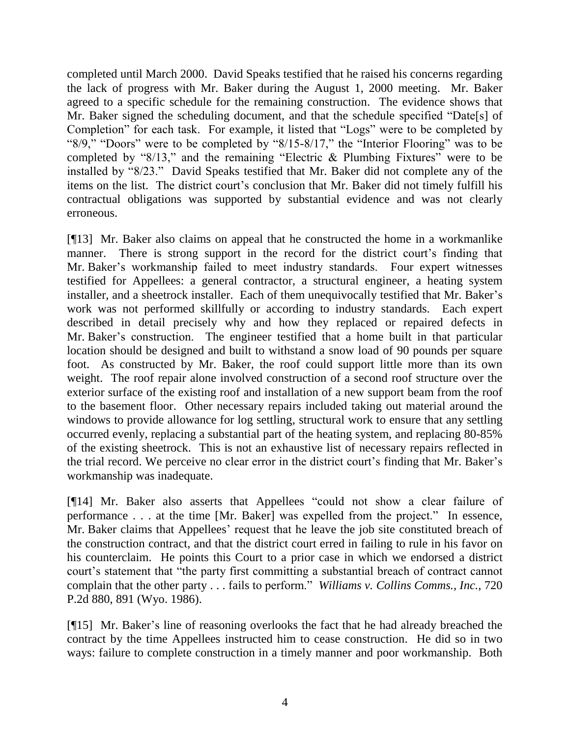completed until March 2000. David Speaks testified that he raised his concerns regarding the lack of progress with Mr. Baker during the August 1, 2000 meeting. Mr. Baker agreed to a specific schedule for the remaining construction. The evidence shows that Mr. Baker signed the scheduling document, and that the schedule specified "Date[s] of Completion" for each task. For example, it listed that "Logs" were to be completed by "8/9," "Doors" were to be completed by "8/15-8/17," the "Interior Flooring" was to be completed by "8/13," and the remaining "Electric & Plumbing Fixtures" were to be installed by "8/23." David Speaks testified that Mr. Baker did not complete any of the items on the list. The district court's conclusion that Mr. Baker did not timely fulfill his contractual obligations was supported by substantial evidence and was not clearly erroneous.

[¶13] Mr. Baker also claims on appeal that he constructed the home in a workmanlike manner. There is strong support in the record for the district court's finding that Mr. Baker's workmanship failed to meet industry standards. Four expert witnesses testified for Appellees: a general contractor, a structural engineer, a heating system installer, and a sheetrock installer. Each of them unequivocally testified that Mr. Baker's work was not performed skillfully or according to industry standards. Each expert described in detail precisely why and how they replaced or repaired defects in Mr. Baker's construction. The engineer testified that a home built in that particular location should be designed and built to withstand a snow load of 90 pounds per square foot. As constructed by Mr. Baker, the roof could support little more than its own weight. The roof repair alone involved construction of a second roof structure over the exterior surface of the existing roof and installation of a new support beam from the roof to the basement floor. Other necessary repairs included taking out material around the windows to provide allowance for log settling, structural work to ensure that any settling occurred evenly, replacing a substantial part of the heating system, and replacing 80-85% of the existing sheetrock. This is not an exhaustive list of necessary repairs reflected in the trial record. We perceive no clear error in the district court's finding that Mr. Baker's workmanship was inadequate.

[¶14] Mr. Baker also asserts that Appellees "could not show a clear failure of performance . . . at the time [Mr. Baker] was expelled from the project." In essence, Mr. Baker claims that Appellees' request that he leave the job site constituted breach of the construction contract, and that the district court erred in failing to rule in his favor on his counterclaim. He points this Court to a prior case in which we endorsed a district court's statement that "the party first committing a substantial breach of contract cannot complain that the other party . . . fails to perform." *Williams v. Collins Comms., Inc.*, 720 P.2d 880, 891 (Wyo. 1986).

[¶15] Mr. Baker's line of reasoning overlooks the fact that he had already breached the contract by the time Appellees instructed him to cease construction. He did so in two ways: failure to complete construction in a timely manner and poor workmanship. Both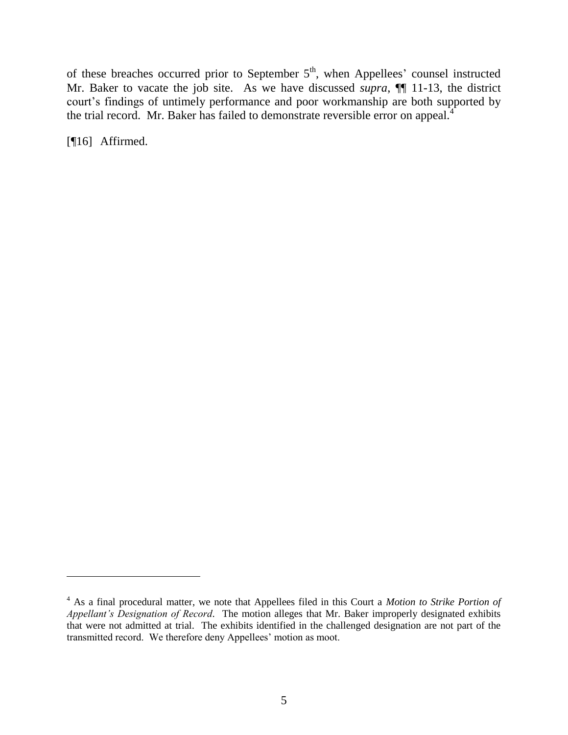of these breaches occurred prior to September 5th, when Appellees' counsel instructed Mr. Baker to vacate the job site. As we have discussed *supra*, ¶¶ 11-13, the district court's findings of untimely performance and poor workmanship are both supported by the trial record. Mr. Baker has failed to demonstrate reversible error on appeal.[4]

[¶16] Affirmed.

---

[4] As a final procedural matter, we note that Appellees filed in this Court a *Motion to Strike Portion of Appellant's Designation of Record*. The motion alleges that Mr. Baker improperly designated exhibits that were not admitted at trial. The exhibits identified in the challenged designation are not part of the transmitted record. We therefore deny Appellees' motion as moot.